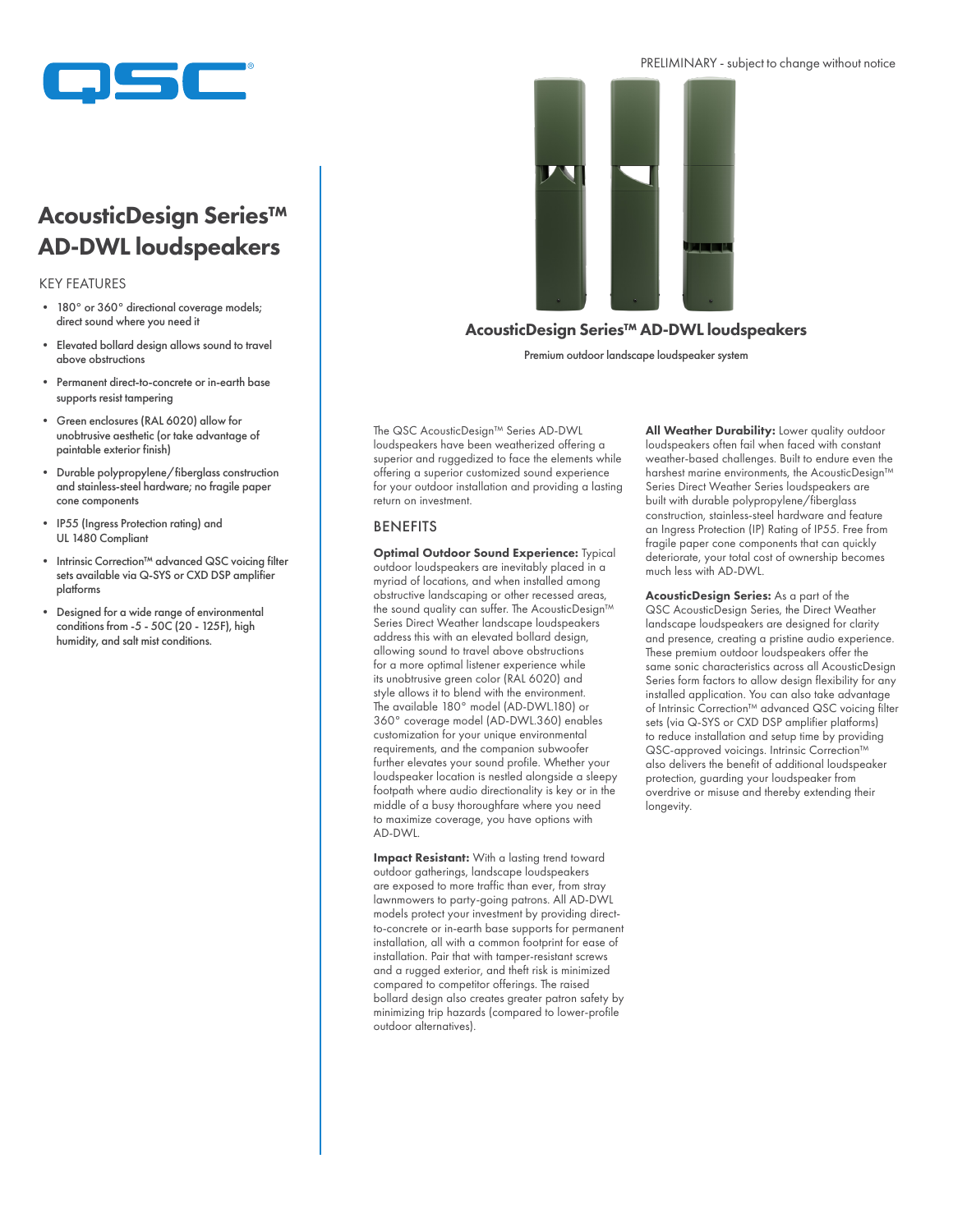PRELIMINARY - subject to change without notice

# AcousticDesign Series™ AD-DWL loudspeakers

## KEY FEATURES

- 180° or 360° directional coverage models; direct sound where you need it
- Elevated bollard design allows sound to travel above obstructions
- Permanent direct-to-concrete or in-earth base supports resist tampering
- Green enclosures (RAL 6020) allow for unobtrusive aesthetic (or take advantage of paintable exterior finish)
- Durable polypropylene/fiberglass construction and stainless-steel hardware; no fragile paper cone components
- IP55 (Ingress Protection rating) and UL 1480 Compliant
- Intrinsic Correction™ advanced QSC voicing filter sets available via Q-SYS or CXD DSP amplifier platforms
- Designed for a wide range of environmental conditions from -5 - 50C (20 - 125F), high humidity, and salt mist conditions.

**AcousticDesign Series™ AD-DWL loudspeakers**

Premium outdoor landscape loudspeaker system

The QSC AcousticDesign™ Series AD-DWL loudspeakers have been weatherized offering a superior and ruggedized to face the elements while offering a superior customized sound experience for your outdoor installation and providing a lasting return on investment.

## BENEFITS

**Optimal Outdoor Sound Experience:** Typical outdoor loudspeakers are inevitably placed in a myriad of locations, and when installed among obstructive landscaping or other recessed areas, the sound quality can suffer. The AcousticDesign™ Series Direct Weather landscape loudspeakers address this with an elevated bollard design, allowing sound to travel above obstructions for a more optimal listener experience while its unobtrusive green color (RAL 6020) and style allows it to blend with the environment. The available 180° model (AD-DWL.180) or 360° coverage model (AD-DWL.360) enables customization for your unique environmental requirements, and the companion subwoofer further elevates your sound profile. Whether your loudspeaker location is nestled alongside a sleepy footpath where audio directionality is key or in the middle of a busy thoroughfare where you need to maximize coverage, you have options with AD-DWL.

**Impact Resistant:** With a lasting trend toward outdoor gatherings, landscape loudspeakers are exposed to more traffic than ever, from stray lawnmowers to party-going patrons. All AD-DWL models protect your investment by providing direct-to-concrete or in-earth base supports for permanent installation, all with a common footprint for ease of installation. Pair that with tamper-resistant screws and a rugged exterior, and theft risk is minimized compared to competitor offerings. The raised bollard design also creates greater patron safety by minimizing trip hazards (compared to lower-profile outdoor alternatives).

**All Weather Durability:** Lower quality outdoor loudspeakers often fail when faced with constant weather-based challenges. Built to endure even the harshest marine environments, the AcousticDesign™ Series Direct Weather Series loudspeakers are built with durable polypropylene/fiberglass construction, stainless-steel hardware and feature an Ingress Protection (IP) Rating of IP55. Free from fragile paper cone components that can quickly deteriorate, your total cost of ownership becomes much less with AD-DWL.

**AcousticDesign Series:** As a part of the QSC AcousticDesign Series, the Direct Weather landscape loudspeakers are designed for clarity and presence, creating a pristine audio experience. These premium outdoor loudspeakers offer the same sonic characteristics across all AcousticDesign Series form factors to allow design flexibility for any installed application. You can also take advantage of Intrinsic Correction™ advanced QSC voicing filter sets (via Q-SYS or CXD DSP amplifier platforms) to reduce installation and setup time by providing QSC-approved voicings. Intrinsic Correction™ also delivers the benefit of additional loudspeaker protection, guarding your loudspeaker from overdrive or misuse and thereby extending their longevity.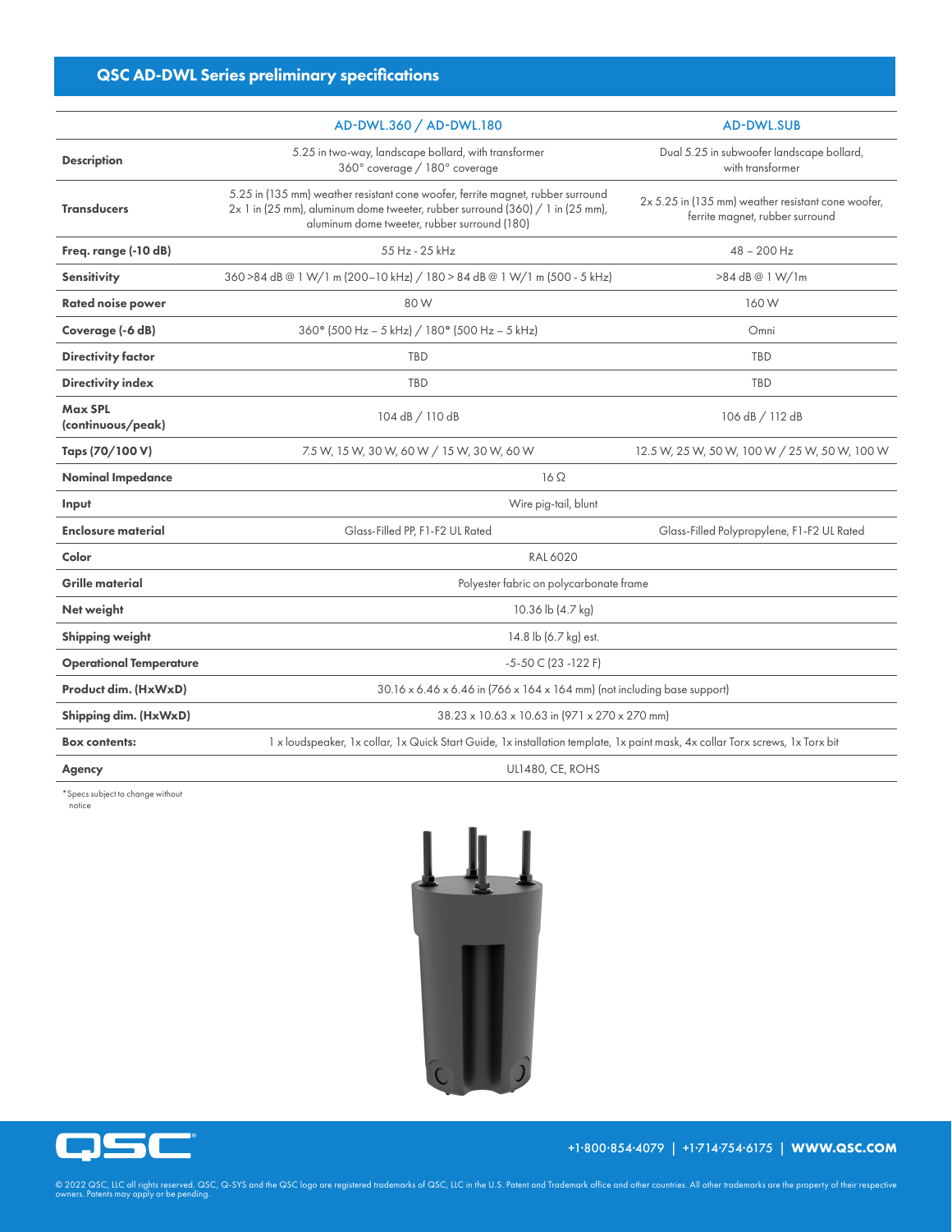## QSC AD-DWL Series preliminary specifications

| | AD-DWL.360 / AD-DWL.180 | AD-DWL.SUB |
|---|---|---|
| **Description** | 5.25 in two-way, landscape bollard, with transformer 360° coverage / 180° coverage | Dual 5.25 in subwoofer landscape bollard, with transformer |
| **Transducers** | 5.25 in (135 mm) weather resistant cone woofer, ferrite magnet, rubber surround 2x 1 in (25 mm), aluminum dome tweeter, rubber surround (360) / 1 in (25 mm), aluminum dome tweeter, rubber surround (180) | 2x 5.25 in (135 mm) weather resistant cone woofer, ferrite magnet, rubber surround |
| **Freq. range (-10 dB)** | 55 Hz - 25 kHz | 48 – 200 Hz |
| **Sensitivity** | 360 >84 dB @ 1 W/1 m (200–10 kHz) / 180 > 84 dB @ 1 W/1 m (500 - 5 kHz) | >84 dB @ 1 W/1m |
| **Rated noise power** | 80 W | 160 W |
| **Coverage (-6 dB)** | 360° (500 Hz – 5 kHz) / 180° (500 Hz – 5 kHz) | Omni |
| **Directivity factor** | TBD | TBD |
| **Directivity index** | TBD | TBD |
| **Max SPL (continuous/peak)** | 104 dB / 110 dB | 106 dB / 112 dB |
| **Taps (70/100 V)** | 7.5 W, 15 W, 30 W, 60 W / 15 W, 30 W, 60 W | 12.5 W, 25 W, 50 W, 100 W / 25 W, 50 W, 100 W |
| **Nominal Impedance** | 16 Ω | |
| **Input** | Wire pig-tail, blunt | |
| **Enclosure material** | Glass-Filled PP, F1-F2 UL Rated | Glass-Filled Polypropylene, F1-F2 UL Rated |
| **Color** | RAL 6020 | |
| **Grille material** | Polyester fabric on polycarbonate frame | |
| **Net weight** | 10.36 lb (4.7 kg) | |
| **Shipping weight** | 14.8 lb (6.7 kg) est. | |
| **Operational Temperature** | -5-50 C (23 -122 F) | |
| **Product dim. (HxWxD)** | 30.16 x 6.46 x 6.46 in (766 x 164 x 164 mm) (not including base support) | |
| **Shipping dim. (HxWxD)** | 38.23 x 10.63 x 10.63 in (971 x 270 x 270 mm) | |
| **Box contents:** | 1 x loudspeaker, 1x collar, 1x Quick Start Guide, 1x installation template, 1x paint mask, 4x collar Torx screws, 1x Torx bit | |
| **Agency** | UL1480, CE, ROHS | |

*Specs subject to change without notice

+1·800·854·4079 | +1·714·754·6175 | **WWW.QSC.COM**

© 2022 QSC, LLC all rights reserved. QSC, Q-SYS and the QSC logo are registered trademarks of QSC, LLC in the U.S. Patent and Trademark office and other countries. All other trademarks are the property of their respective owners. Patents may apply or be pending.